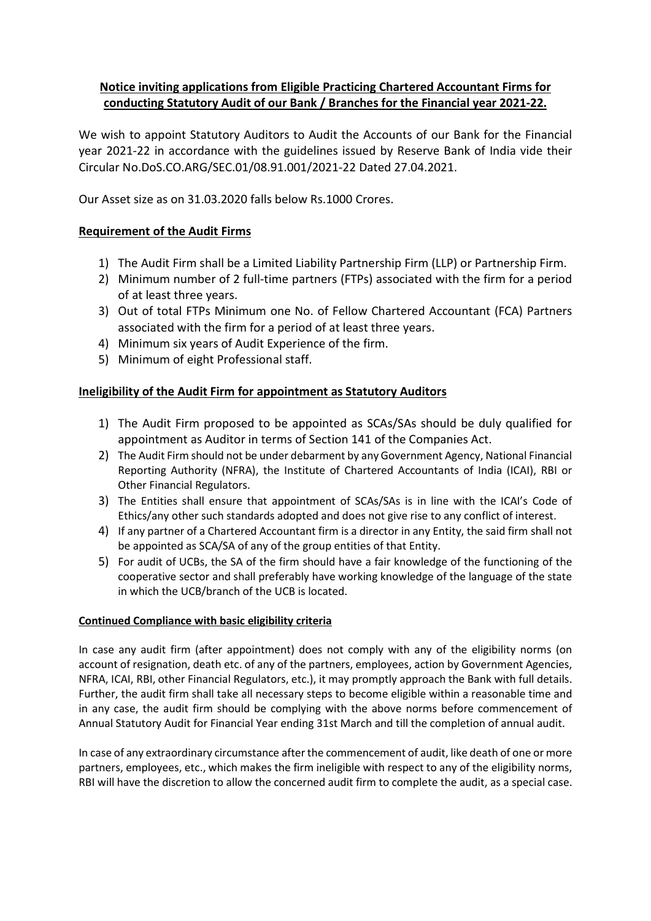**Notice inviting applications from Eligible Practicing Chartered Accountant Firms for conducting Statutory Audit of our Bank / Branches for the Financial year 2021-22.**

We wish to appoint Statutory Auditors to Audit the Accounts of our Bank for the Financial year 2021-22 in accordance with the guidelines issued by Reserve Bank of India vide their Circular No.DoS.CO.ARG/SEC.01/08.91.001/2021-22 Dated 27.04.2021.

Our Asset size as on 31.03.2020 falls below Rs.1000 Crores.

**Requirement of the Audit Firms**

1) The Audit Firm shall be a Limited Liability Partnership Firm (LLP) or Partnership Firm.
2) Minimum number of 2 full-time partners (FTPs) associated with the firm for a period of at least three years.
3) Out of total FTPs Minimum one No. of Fellow Chartered Accountant (FCA) Partners associated with the firm for a period of at least three years.
4) Minimum six years of Audit Experience of the firm.
5) Minimum of eight Professional staff.

**Ineligibility of the Audit Firm for appointment as Statutory Auditors**

1) The Audit Firm proposed to be appointed as SCAs/SAs should be duly qualified for appointment as Auditor in terms of Section 141 of the Companies Act.
2) The Audit Firm should not be under debarment by any Government Agency, National Financial Reporting Authority (NFRA), the Institute of Chartered Accountants of India (ICAI), RBI or Other Financial Regulators.
3) The Entities shall ensure that appointment of SCAs/SAs is in line with the ICAI's Code of Ethics/any other such standards adopted and does not give rise to any conflict of interest.
4) If any partner of a Chartered Accountant firm is a director in any Entity, the said firm shall not be appointed as SCA/SA of any of the group entities of that Entity.
5) For audit of UCBs, the SA of the firm should have a fair knowledge of the functioning of the cooperative sector and shall preferably have working knowledge of the language of the state in which the UCB/branch of the UCB is located.

**Continued Compliance with basic eligibility criteria**

In case any audit firm (after appointment) does not comply with any of the eligibility norms (on account of resignation, death etc. of any of the partners, employees, action by Government Agencies, NFRA, ICAI, RBI, other Financial Regulators, etc.), it may promptly approach the Bank with full details. Further, the audit firm shall take all necessary steps to become eligible within a reasonable time and in any case, the audit firm should be complying with the above norms before commencement of Annual Statutory Audit for Financial Year ending 31st March and till the completion of annual audit.

In case of any extraordinary circumstance after the commencement of audit, like death of one or more partners, employees, etc., which makes the firm ineligible with respect to any of the eligibility norms, RBI will have the discretion to allow the concerned audit firm to complete the audit, as a special case.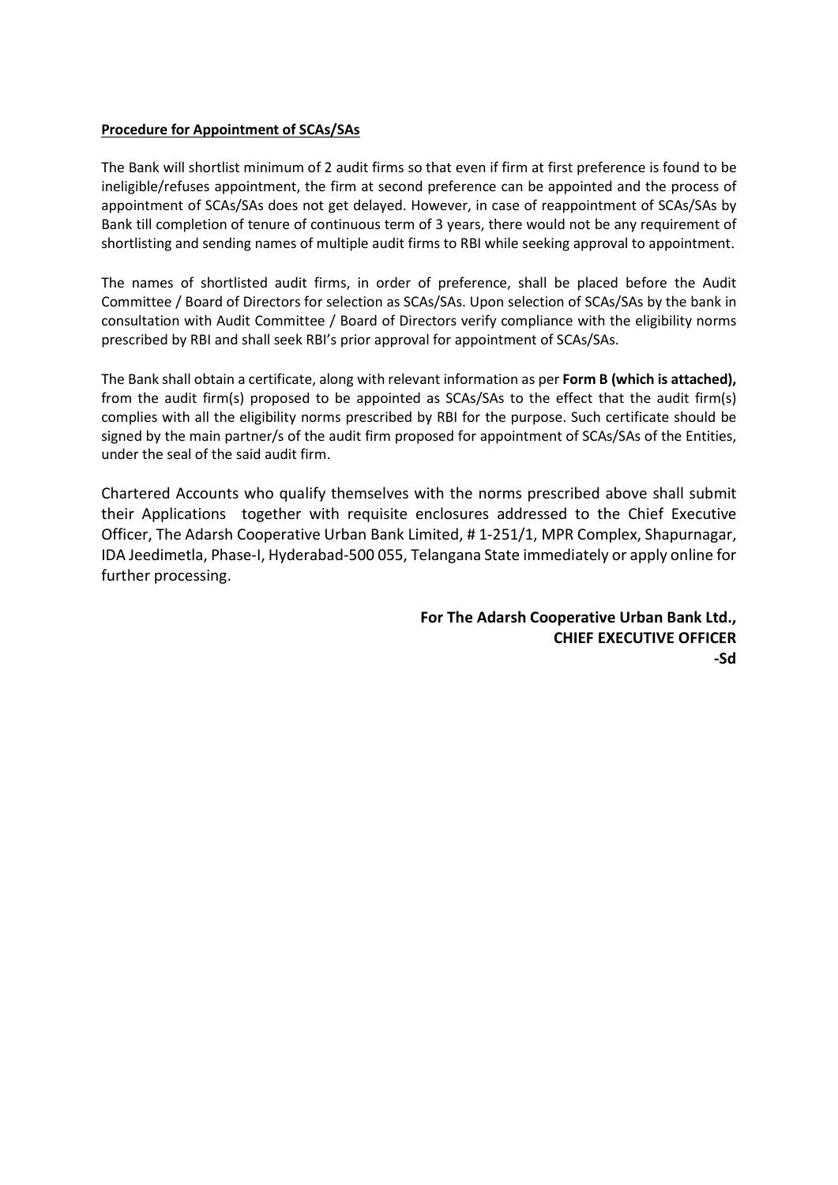**Procedure for Appointment of SCAs/SAs**

The Bank will shortlist minimum of 2 audit firms so that even if firm at first preference is found to be ineligible/refuses appointment, the firm at second preference can be appointed and the process of appointment of SCAs/SAs does not get delayed. However, in case of reappointment of SCAs/SAs by Bank till completion of tenure of continuous term of 3 years, there would not be any requirement of shortlisting and sending names of multiple audit firms to RBI while seeking approval to appointment.

The names of shortlisted audit firms, in order of preference, shall be placed before the Audit Committee / Board of Directors for selection as SCAs/SAs. Upon selection of SCAs/SAs by the bank in consultation with Audit Committee / Board of Directors verify compliance with the eligibility norms prescribed by RBI and shall seek RBI's prior approval for appointment of SCAs/SAs.

The Bank shall obtain a certificate, along with relevant information as per **Form B (which is attached),** from the audit firm(s) proposed to be appointed as SCAs/SAs to the effect that the audit firm(s) complies with all the eligibility norms prescribed by RBI for the purpose. Such certificate should be signed by the main partner/s of the audit firm proposed for appointment of SCAs/SAs of the Entities, under the seal of the said audit firm.

Chartered Accounts who qualify themselves with the norms prescribed above shall submit their Applications together with requisite enclosures addressed to the Chief Executive Officer, The Adarsh Cooperative Urban Bank Limited, # 1-251/1, MPR Complex, Shapurnagar, IDA Jeedimetla, Phase-I, Hyderabad-500 055, Telangana State immediately or apply online for further processing.

**For The Adarsh Cooperative Urban Bank Ltd.,**
**CHIEF EXECUTIVE OFFICER**
**-Sd**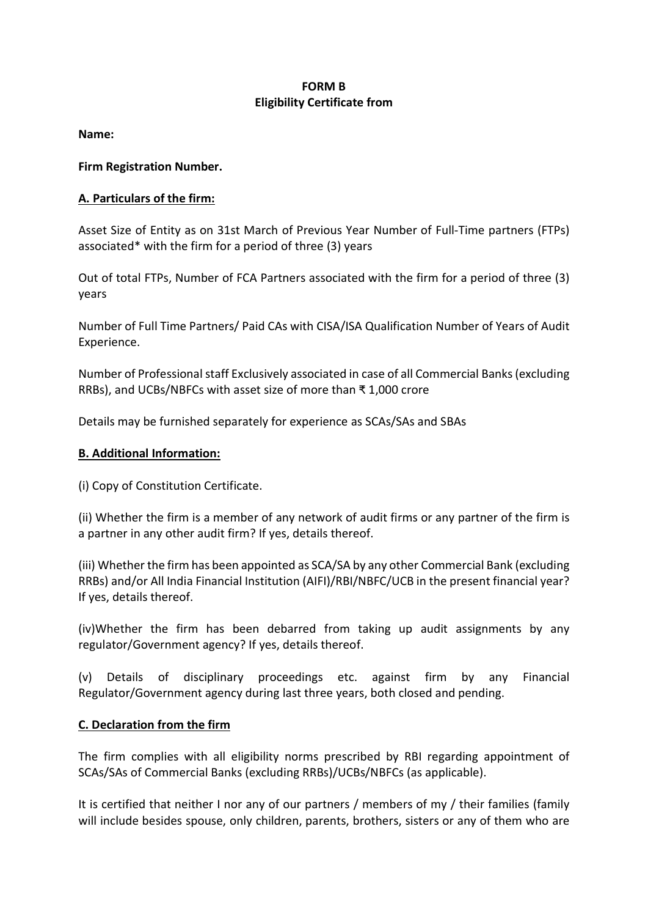**FORM B**
**Eligibility Certificate from**

**Name:**

**Firm Registration Number.**

**A. Particulars of the firm:**

Asset Size of Entity as on 31st March of Previous Year Number of Full-Time partners (FTPs) associated* with the firm for a period of three (3) years

Out of total FTPs, Number of FCA Partners associated with the firm for a period of three (3) years

Number of Full Time Partners/ Paid CAs with CISA/ISA Qualification Number of Years of Audit Experience.

Number of Professional staff Exclusively associated in case of all Commercial Banks (excluding RRBs), and UCBs/NBFCs with asset size of more than ₹ 1,000 crore

Details may be furnished separately for experience as SCAs/SAs and SBAs

**B. Additional Information:**

(i) Copy of Constitution Certificate.

(ii) Whether the firm is a member of any network of audit firms or any partner of the firm is a partner in any other audit firm? If yes, details thereof.

(iii) Whether the firm has been appointed as SCA/SA by any other Commercial Bank (excluding RRBs) and/or All India Financial Institution (AIFI)/RBI/NBFC/UCB in the present financial year? If yes, details thereof.

(iv)Whether the firm has been debarred from taking up audit assignments by any regulator/Government agency? If yes, details thereof.

(v) Details of disciplinary proceedings etc. against firm by any Financial Regulator/Government agency during last three years, both closed and pending.

**C. Declaration from the firm**

The firm complies with all eligibility norms prescribed by RBI regarding appointment of SCAs/SAs of Commercial Banks (excluding RRBs)/UCBs/NBFCs (as applicable).

It is certified that neither I nor any of our partners / members of my / their families (family will include besides spouse, only children, parents, brothers, sisters or any of them who are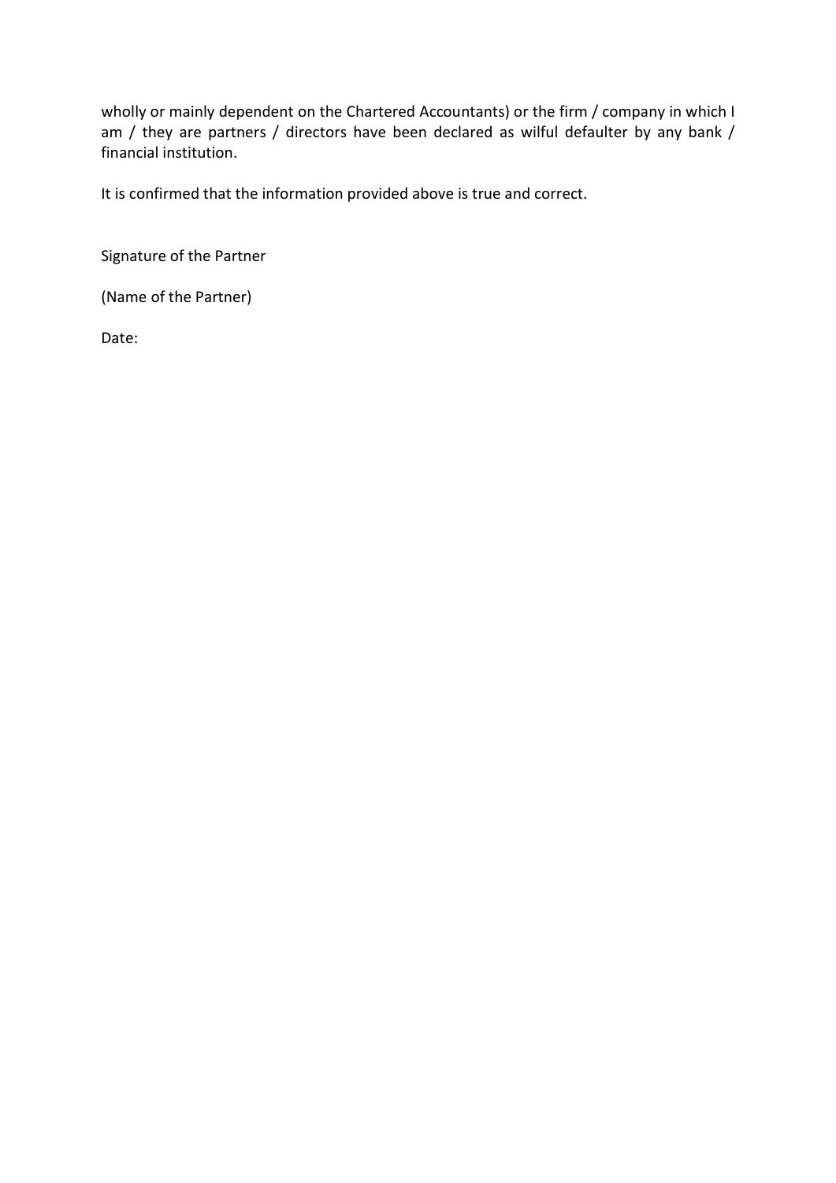wholly or mainly dependent on the Chartered Accountants) or the firm / company in which I am / they are partners / directors have been declared as wilful defaulter by any bank / financial institution.

It is confirmed that the information provided above is true and correct.

Signature of the Partner

(Name of the Partner)

Date: